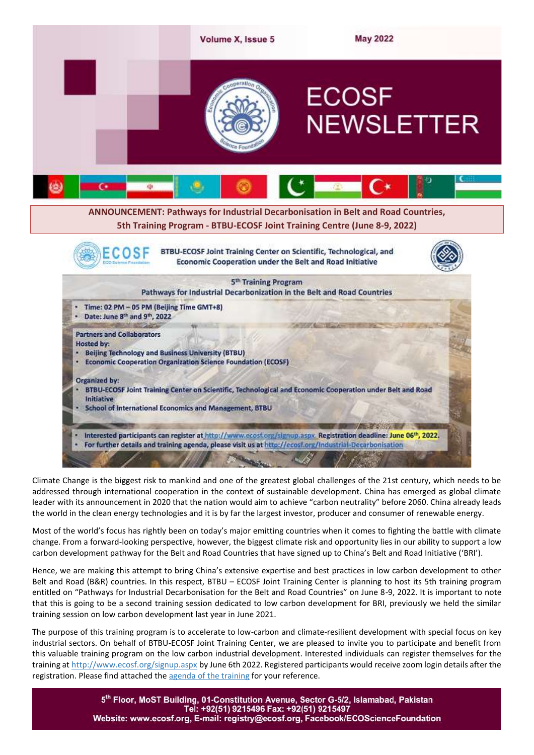# ECOSF NEWSLETTER

**ANNOUNCEMENT: Pathways for Industrial Decarbonisation in Belt and Road Countries, 5th Training Program - BTBU-ECOSF Joint Training Centre (June 8-9, 2022)**

**BTBU-ECOSF Joint Training Center on Scientific, Technological, and Economic Cooperation under the Belt and Road Initiative**

**5th Training Program**
**Pathways for Industrial Decarbonization in the Belt and Road Countries**

- Time: 02 PM – 05 PM (Beijing Time GMT+8)
- Date: June 8th and 9th, 2022

**Partners and Collaborators**

**Hosted by:**

- Beijing Technology and Business University (BTBU)
- Economic Cooperation Organization Science Foundation (ECOSF)

**Organized by:**

- BTBU-ECOSF Joint Training Center on Scientific, Technological and Economic Cooperation under Belt and Road Initiative
- School of International Economics and Management, BTBU

- Interested participants can register at http://www.ecosf.org/signup.aspx. Registration deadline: **June 06th, 2022.**
- For further details and training agenda, please visit us at http://ecosf.org/Industrial-Decarbonisation

Climate Change is the biggest risk to mankind and one of the greatest global challenges of the 21st century, which needs to be addressed through international cooperation in the context of sustainable development. China has emerged as global climate leader with its announcement in 2020 that the nation would aim to achieve "carbon neutrality" before 2060. China already leads the world in the clean energy technologies and it is by far the largest investor, producer and consumer of renewable energy.

Most of the world's focus has rightly been on today's major emitting countries when it comes to fighting the battle with climate change. From a forward-looking perspective, however, the biggest climate risk and opportunity lies in our ability to support a low carbon development pathway for the Belt and Road Countries that have signed up to China's Belt and Road Initiative ('BRI').

Hence, we are making this attempt to bring China's extensive expertise and best practices in low carbon development to other Belt and Road (B&R) countries. In this respect, BTBU – ECOSF Joint Training Center is planning to host its 5th training program entitled on "Pathways for Industrial Decarbonisation for the Belt and Road Countries" on June 8-9, 2022. It is important to note that this is going to be a second training session dedicated to low carbon development for BRI, previously we held the similar training session on low carbon development last year in June 2021.

The purpose of this training program is to accelerate to low-carbon and climate-resilient development with special focus on key industrial sectors. On behalf of BTBU-ECOSF Joint Training Center, we are pleased to invite you to participate and benefit from this valuable training program on the low carbon industrial development. Interested individuals can register themselves for the training at http://www.ecosf.org/signup.aspx by June 6th 2022. Registered participants would receive zoom login details after the registration. Please find attached the agenda of the training for your reference.

5th Floor, MoST Building, 01-Constitution Avenue, Sector G-5/2, Islamabad, Pakistan
Tel: +92(51) 9215496 Fax: +92(51) 9215497
Website: www.ecosf.org, E-mail: registry@ecosf.org, Facebook/ECOScienceFoundation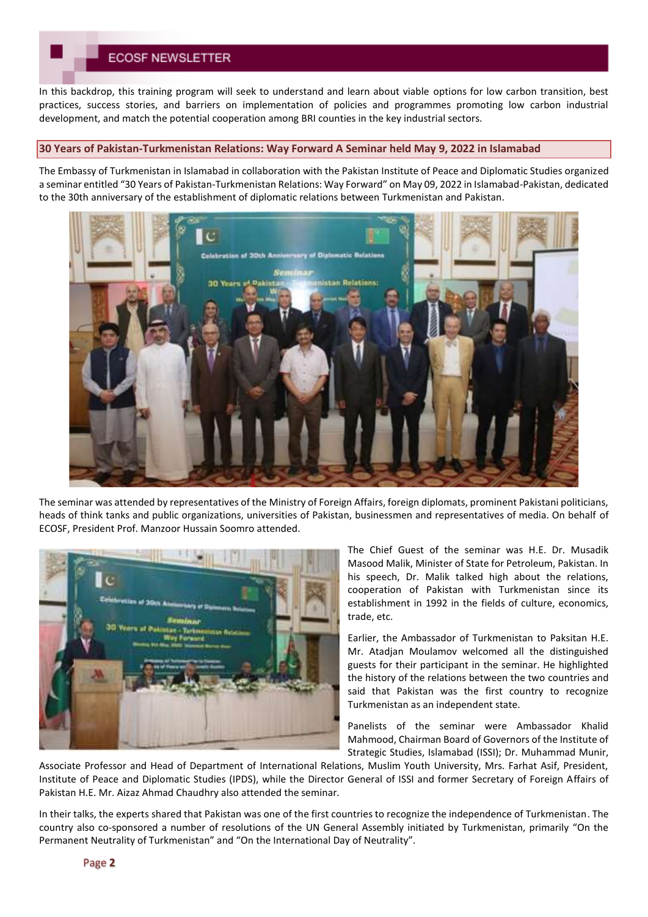In this backdrop, this training program will seek to understand and learn about viable options for low carbon transition, best practices, success stories, and barriers on implementation of policies and programmes promoting low carbon industrial development, and match the potential cooperation among BRI counties in the key industrial sectors.

## 30 Years of Pakistan-Turkmenistan Relations: Way Forward A Seminar held May 9, 2022 in Islamabad

The Embassy of Turkmenistan in Islamabad in collaboration with the Pakistan Institute of Peace and Diplomatic Studies organized a seminar entitled "30 Years of Pakistan-Turkmenistan Relations: Way Forward" on May 09, 2022 in Islamabad-Pakistan, dedicated to the 30th anniversary of the establishment of diplomatic relations between Turkmenistan and Pakistan.

The seminar was attended by representatives of the Ministry of Foreign Affairs, foreign diplomats, prominent Pakistani politicians, heads of think tanks and public organizations, universities of Pakistan, businessmen and representatives of media. On behalf of ECOSF, President Prof. Manzoor Hussain Soomro attended.

The Chief Guest of the seminar was H.E. Dr. Musadik Masood Malik, Minister of State for Petroleum, Pakistan. In his speech, Dr. Malik talked high about the relations, cooperation of Pakistan with Turkmenistan since its establishment in 1992 in the fields of culture, economics, trade, etc.

Earlier, the Ambassador of Turkmenistan to Paksitan H.E. Mr. Atadjan Moulamov welcomed all the distinguished guests for their participant in the seminar. He highlighted the history of the relations between the two countries and said that Pakistan was the first country to recognize Turkmenistan as an independent state.

Panelists of the seminar were Ambassador Khalid Mahmood, Chairman Board of Governors of the Institute of Strategic Studies, Islamabad (ISSI); Dr. Muhammad Munir, Associate Professor and Head of Department of International Relations, Muslim Youth University, Mrs. Farhat Asif, President, Institute of Peace and Diplomatic Studies (IPDS), while the Director General of ISSI and former Secretary of Foreign Affairs of Pakistan H.E. Mr. Aizaz Ahmad Chaudhry also attended the seminar.

In their talks, the experts shared that Pakistan was one of the first countries to recognize the independence of Turkmenistan. The country also co-sponsored a number of resolutions of the UN General Assembly initiated by Turkmenistan, primarily "On the Permanent Neutrality of Turkmenistan" and "On the International Day of Neutrality".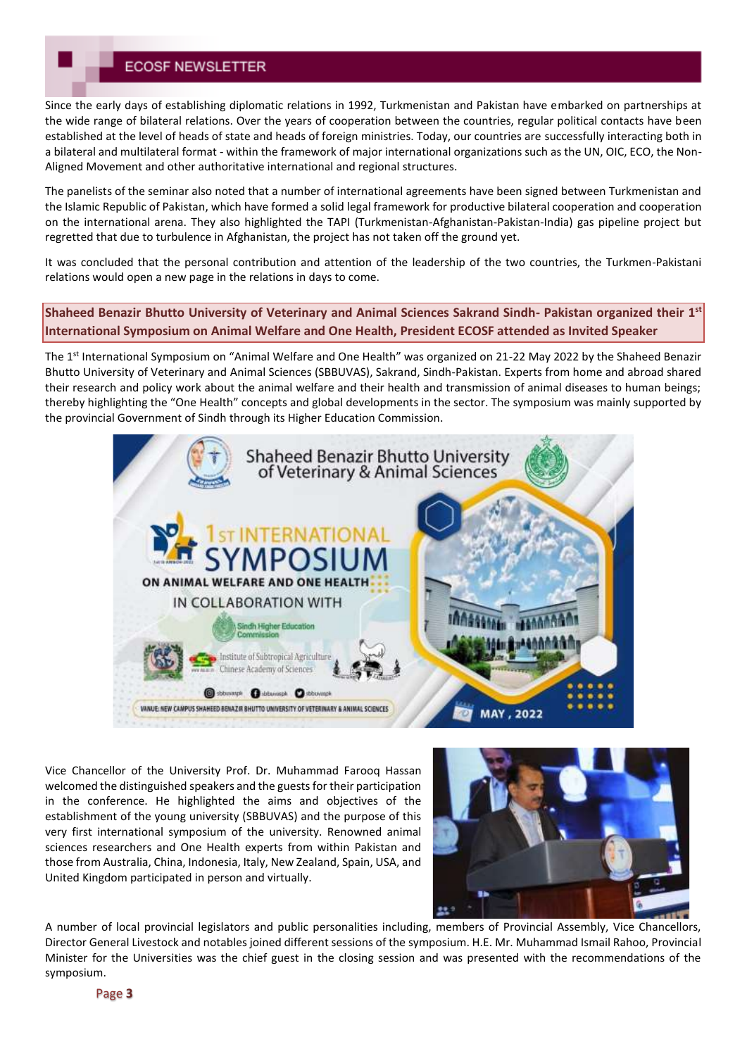Since the early days of establishing diplomatic relations in 1992, Turkmenistan and Pakistan have embarked on partnerships at the wide range of bilateral relations. Over the years of cooperation between the countries, regular political contacts have been established at the level of heads of state and heads of foreign ministries. Today, our countries are successfully interacting both in a bilateral and multilateral format - within the framework of major international organizations such as the UN, OIC, ECO, the Non-Aligned Movement and other authoritative international and regional structures.

The panelists of the seminar also noted that a number of international agreements have been signed between Turkmenistan and the Islamic Republic of Pakistan, which have formed a solid legal framework for productive bilateral cooperation and cooperation on the international arena. They also highlighted the TAPI (Turkmenistan-Afghanistan-Pakistan-India) gas pipeline project but regretted that due to turbulence in Afghanistan, the project has not taken off the ground yet.

It was concluded that the personal contribution and attention of the leadership of the two countries, the Turkmen-Pakistani relations would open a new page in the relations in days to come.

## Shaheed Benazir Bhutto University of Veterinary and Animal Sciences Sakrand Sindh- Pakistan organized their 1st International Symposium on Animal Welfare and One Health, President ECOSF attended as Invited Speaker

The 1st International Symposium on "Animal Welfare and One Health" was organized on 21-22 May 2022 by the Shaheed Benazir Bhutto University of Veterinary and Animal Sciences (SBBUVAS), Sakrand, Sindh-Pakistan. Experts from home and abroad shared their research and policy work about the animal welfare and their health and transmission of animal diseases to human beings; thereby highlighting the "One Health" concepts and global developments in the sector. The symposium was mainly supported by the provincial Government of Sindh through its Higher Education Commission.

Vice Chancellor of the University Prof. Dr. Muhammad Farooq Hassan welcomed the distinguished speakers and the guests for their participation in the conference. He highlighted the aims and objectives of the establishment of the young university (SBBUVAS) and the purpose of this very first international symposium of the university. Renowned animal sciences researchers and One Health experts from within Pakistan and those from Australia, China, Indonesia, Italy, New Zealand, Spain, USA, and United Kingdom participated in person and virtually.

A number of local provincial legislators and public personalities including, members of Provincial Assembly, Vice Chancellors, Director General Livestock and notables joined different sessions of the symposium. H.E. Mr. Muhammad Ismail Rahoo, Provincial Minister for the Universities was the chief guest in the closing session and was presented with the recommendations of the symposium.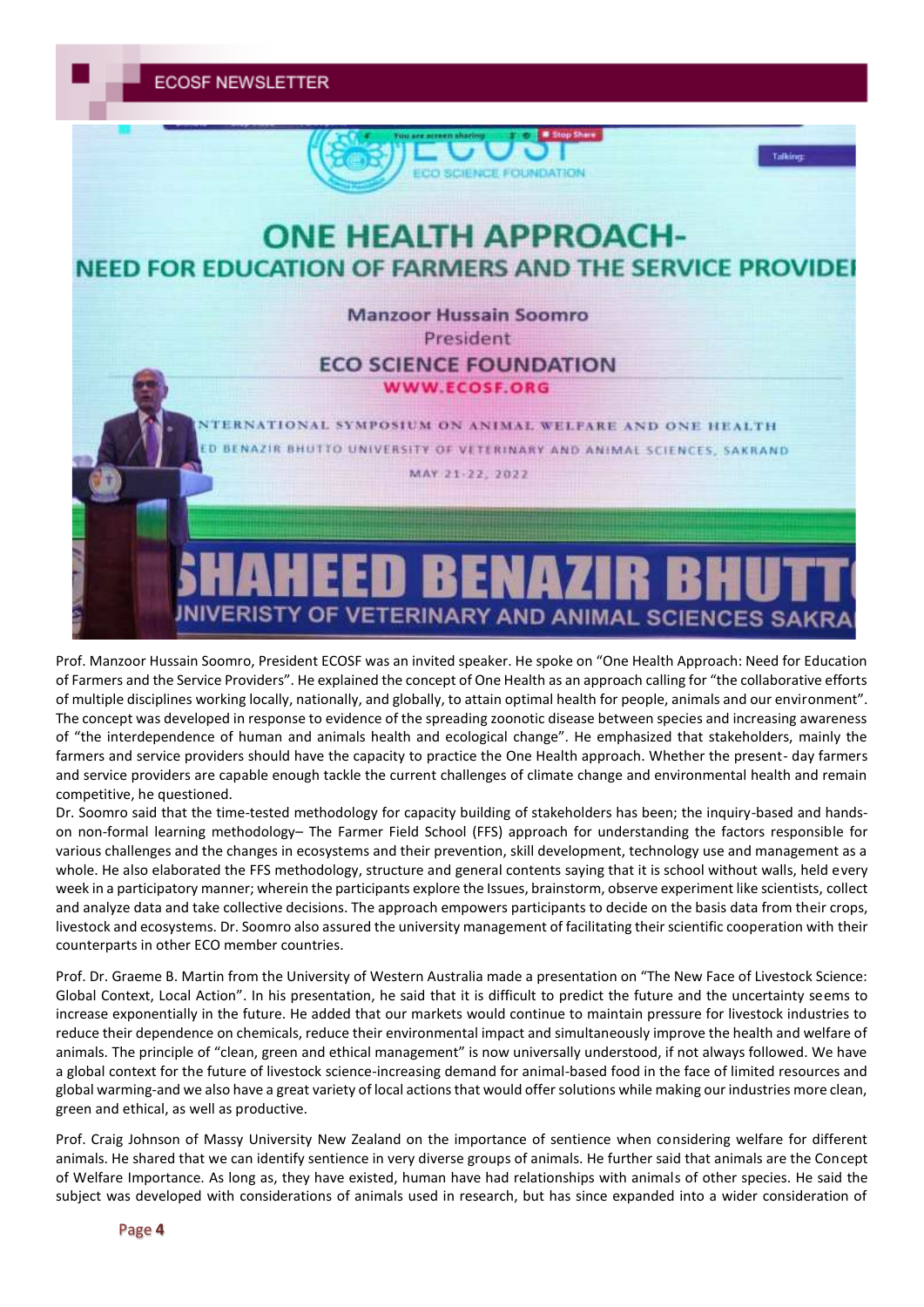Prof. Manzoor Hussain Soomro, President ECOSF was an invited speaker. He spoke on "One Health Approach: Need for Education of Farmers and the Service Providers". He explained the concept of One Health as an approach calling for "the collaborative efforts of multiple disciplines working locally, nationally, and globally, to attain optimal health for people, animals and our environment". The concept was developed in response to evidence of the spreading zoonotic disease between species and increasing awareness of "the interdependence of human and animals health and ecological change". He emphasized that stakeholders, mainly the farmers and service providers should have the capacity to practice the One Health approach. Whether the present- day farmers and service providers are capable enough tackle the current challenges of climate change and environmental health and remain competitive, he questioned.

Dr. Soomro said that the time-tested methodology for capacity building of stakeholders has been; the inquiry-based and hands-on non-formal learning methodology– The Farmer Field School (FFS) approach for understanding the factors responsible for various challenges and the changes in ecosystems and their prevention, skill development, technology use and management as a whole. He also elaborated the FFS methodology, structure and general contents saying that it is school without walls, held every week in a participatory manner; wherein the participants explore the Issues, brainstorm, observe experiment like scientists, collect and analyze data and take collective decisions. The approach empowers participants to decide on the basis data from their crops, livestock and ecosystems. Dr. Soomro also assured the university management of facilitating their scientific cooperation with their counterparts in other ECO member countries.

Prof. Dr. Graeme B. Martin from the University of Western Australia made a presentation on "The New Face of Livestock Science: Global Context, Local Action". In his presentation, he said that it is difficult to predict the future and the uncertainty seems to increase exponentially in the future. He added that our markets would continue to maintain pressure for livestock industries to reduce their dependence on chemicals, reduce their environmental impact and simultaneously improve the health and welfare of animals. The principle of "clean, green and ethical management" is now universally understood, if not always followed. We have a global context for the future of livestock science-increasing demand for animal-based food in the face of limited resources and global warming-and we also have a great variety of local actions that would offer solutions while making our industries more clean, green and ethical, as well as productive.

Prof. Craig Johnson of Massy University New Zealand on the importance of sentience when considering welfare for different animals. He shared that we can identify sentience in very diverse groups of animals. He further said that animals are the Concept of Welfare Importance. As long as, they have existed, human have had relationships with animals of other species. He said the subject was developed with considerations of animals used in research, but has since expanded into a wider consideration of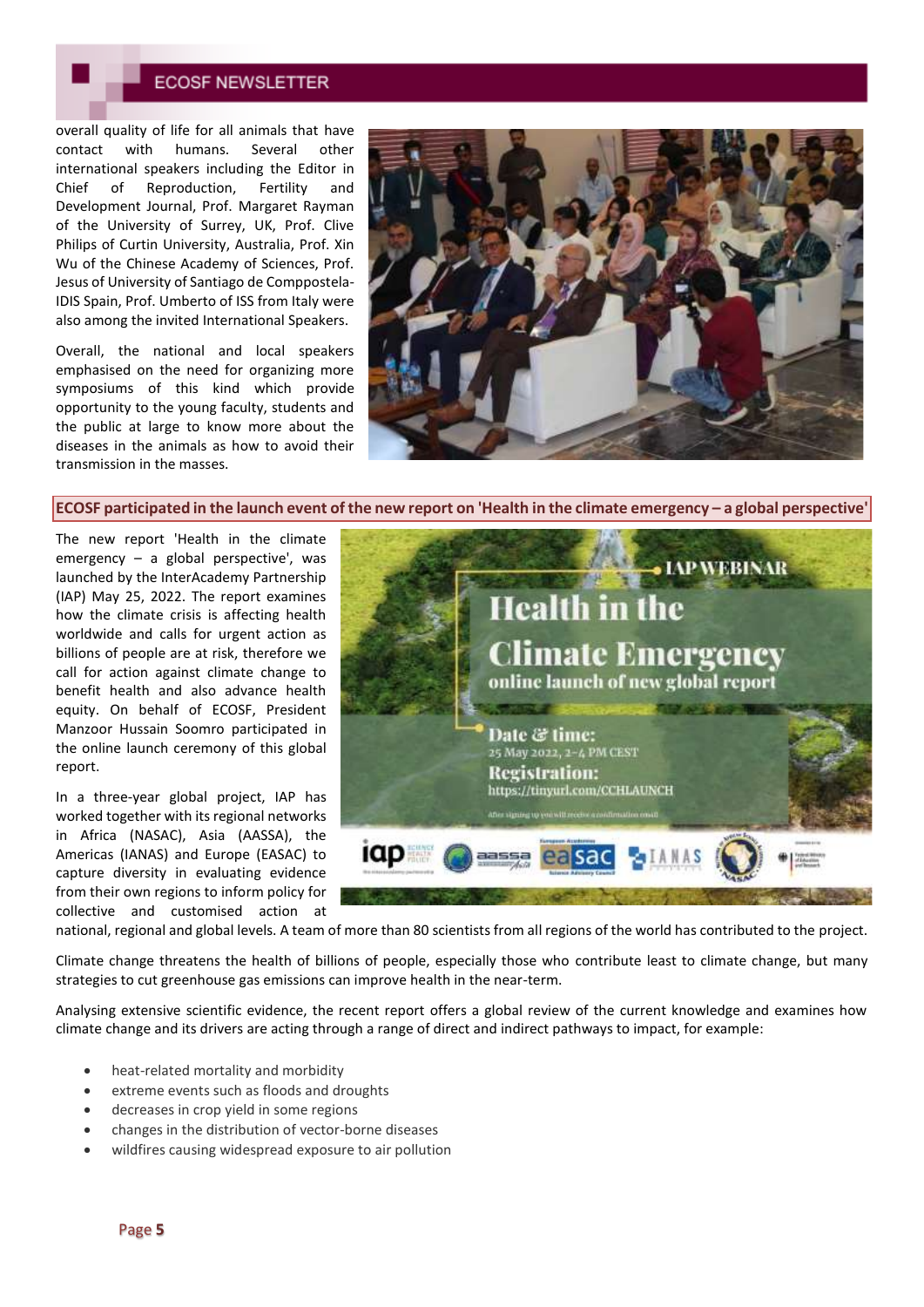overall quality of life for all animals that have contact with humans. Several other international speakers including the Editor in Chief of Reproduction, Fertility and Development Journal, Prof. Margaret Rayman of the University of Surrey, UK, Prof. Clive Philips of Curtin University, Australia, Prof. Xin Wu of the Chinese Academy of Sciences, Prof. Jesus of University of Santiago de Comppostela-IDIS Spain, Prof. Umberto of ISS from Italy were also among the invited International Speakers.

Overall, the national and local speakers emphasised on the need for organizing more symposiums of this kind which provide opportunity to the young faculty, students and the public at large to know more about the diseases in the animals as how to avoid their transmission in the masses.

## ECOSF participated in the launch event of the new report on 'Health in the climate emergency – a global perspective'

The new report 'Health in the climate emergency – a global perspective', was launched by the InterAcademy Partnership (IAP) May 25, 2022. The report examines how the climate crisis is affecting health worldwide and calls for urgent action as billions of people are at risk, therefore we call for action against climate change to benefit health and also advance health equity. On behalf of ECOSF, President Manzoor Hussain Soomro participated in the online launch ceremony of this global report.

In a three-year global project, IAP has worked together with its regional networks in Africa (NASAC), Asia (AASSA), the Americas (IANAS) and Europe (EASAC) to capture diversity in evaluating evidence from their own regions to inform policy for collective and customised action at national, regional and global levels. A team of more than 80 scientists from all regions of the world has contributed to the project.

Climate change threatens the health of billions of people, especially those who contribute least to climate change, but many strategies to cut greenhouse gas emissions can improve health in the near-term.

Analysing extensive scientific evidence, the recent report offers a global review of the current knowledge and examines how climate change and its drivers are acting through a range of direct and indirect pathways to impact, for example:

- heat-related mortality and morbidity
- extreme events such as floods and droughts
- decreases in crop yield in some regions
- changes in the distribution of vector-borne diseases
- wildfires causing widespread exposure to air pollution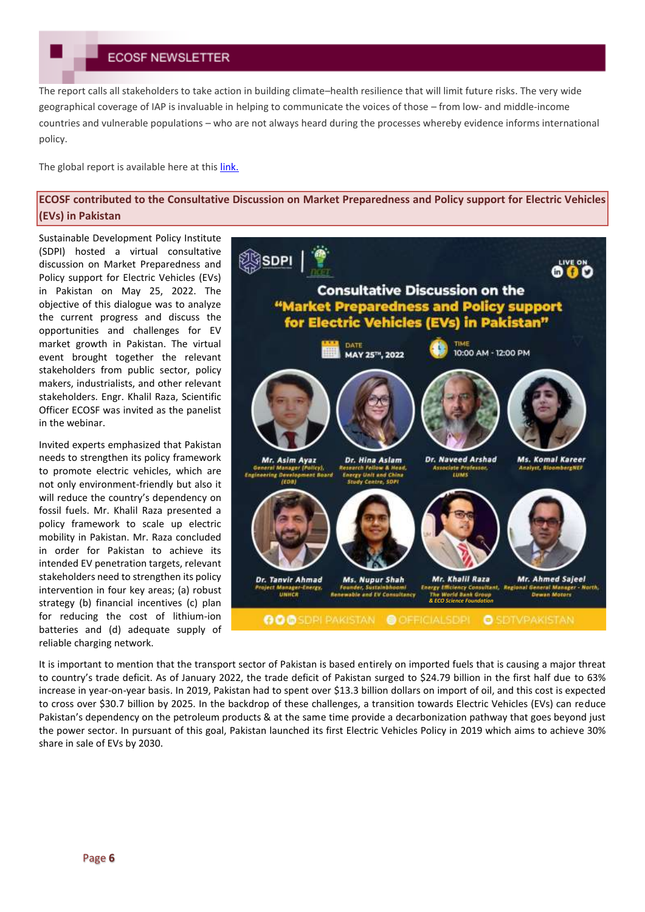The report calls all stakeholders to take action in building climate–health resilience that will limit future risks. The very wide geographical coverage of IAP is invaluable in helping to communicate the voices of those – from low- and middle-income countries and vulnerable populations – who are not always heard during the processes whereby evidence informs international policy.

The global report is available here at this [link.](#)

## ECOSF contributed to the Consultative Discussion on Market Preparedness and Policy support for Electric Vehicles (EVs) in Pakistan

Sustainable Development Policy Institute (SDPI) hosted a virtual consultative discussion on Market Preparedness and Policy support for Electric Vehicles (EVs) in Pakistan on May 25, 2022. The objective of this dialogue was to analyze the current progress and discuss the opportunities and challenges for EV market growth in Pakistan. The event brought together the relevant stakeholders from public sector, policy makers, industrialists, and other relevant stakeholders. Engr. Khalil Raza, Scientific Officer ECOSF was invited as the panelist in the webinar.

Invited experts emphasized that Pakistan needs to strengthen its policy framework to promote electric vehicles, which are not only environment-friendly but also it will reduce the country's dependency on fossil fuels. Mr. Khalil Raza presented a policy framework to scale up electric mobility in Pakistan. Mr. Raza concluded in order for Pakistan to achieve its intended EV penetration targets, relevant stakeholders need to strengthen its policy intervention in four key areas; (a) robust strategy (b) financial incentives (c) plan for reducing the cost of lithium-ion batteries and (d) adequate supply of reliable charging network.

It is important to mention that the transport sector of Pakistan is based entirely on imported fuels that is causing a major threat to country's trade deficit. As of January 2022, the trade deficit of Pakistan surged to $24.79 billion in the first half due to 63% increase in year-on-year basis. In 2019, Pakistan had to spent over $13.3 billion dollars on import of oil, and this cost is expected to cross over $30.7 billion by 2025. In the backdrop of these challenges, a transition towards Electric Vehicles (EVs) can reduce Pakistan's dependency on the petroleum products & at the same time provide a decarbonization pathway that goes beyond just the power sector. In pursuant of this goal, Pakistan launched its first Electric Vehicles Policy in 2019 which aims to achieve 30% share in sale of EVs by 2030.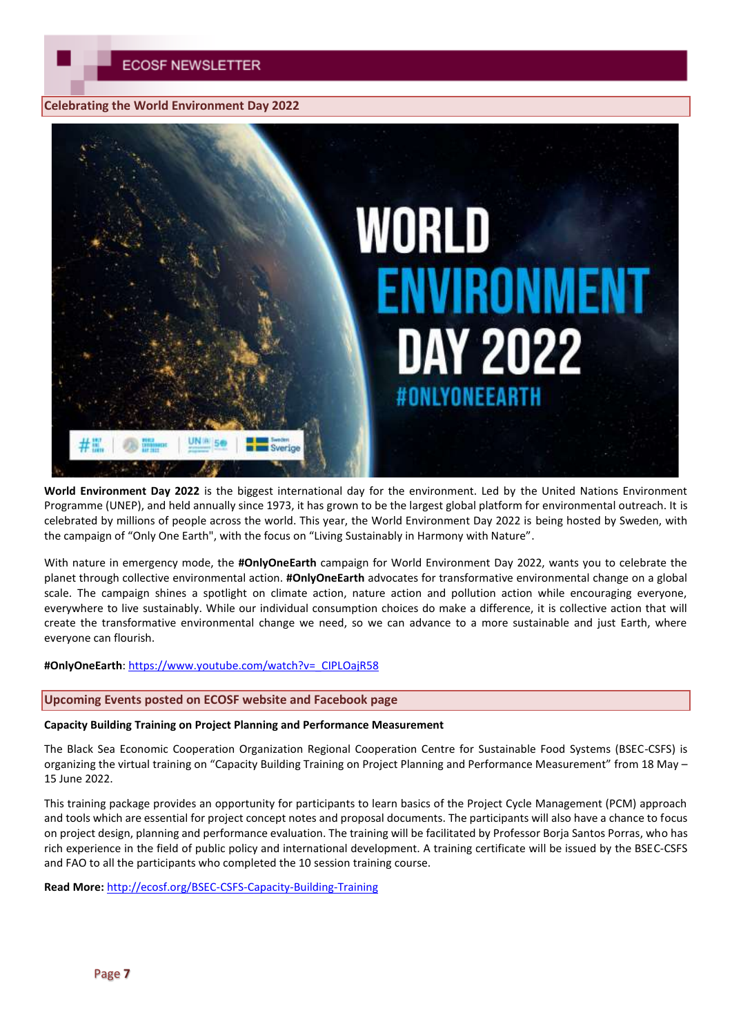## Celebrating the World Environment Day 2022

**World Environment Day 2022** is the biggest international day for the environment. Led by the United Nations Environment Programme (UNEP), and held annually since 1973, it has grown to be the largest global platform for environmental outreach. It is celebrated by millions of people across the world. This year, the World Environment Day 2022 is being hosted by Sweden, with the campaign of "Only One Earth", with the focus on "Living Sustainably in Harmony with Nature".

With nature in emergency mode, the **#OnlyOneEarth** campaign for World Environment Day 2022, wants you to celebrate the planet through collective environmental action. **#OnlyOneEarth** advocates for transformative environmental change on a global scale. The campaign shines a spotlight on climate action, nature action and pollution action while encouraging everyone, everywhere to live sustainably. While our individual consumption choices do make a difference, it is collective action that will create the transformative environmental change we need, so we can advance to a more sustainable and just Earth, where everyone can flourish.

**#OnlyOneEarth**: https://www.youtube.com/watch?v=_CIPLOajR58

## Upcoming Events posted on ECOSF website and Facebook page

**Capacity Building Training on Project Planning and Performance Measurement**

The Black Sea Economic Cooperation Organization Regional Cooperation Centre for Sustainable Food Systems (BSEC-CSFS) is organizing the virtual training on "Capacity Building Training on Project Planning and Performance Measurement" from 18 May – 15 June 2022.

This training package provides an opportunity for participants to learn basics of the Project Cycle Management (PCM) approach and tools which are essential for project concept notes and proposal documents. The participants will also have a chance to focus on project design, planning and performance evaluation. The training will be facilitated by Professor Borja Santos Porras, who has rich experience in the field of public policy and international development. A training certificate will be issued by the BSEC-CSFS and FAO to all the participants who completed the 10 session training course.

**Read More:** http://ecosf.org/BSEC-CSFS-Capacity-Building-Training